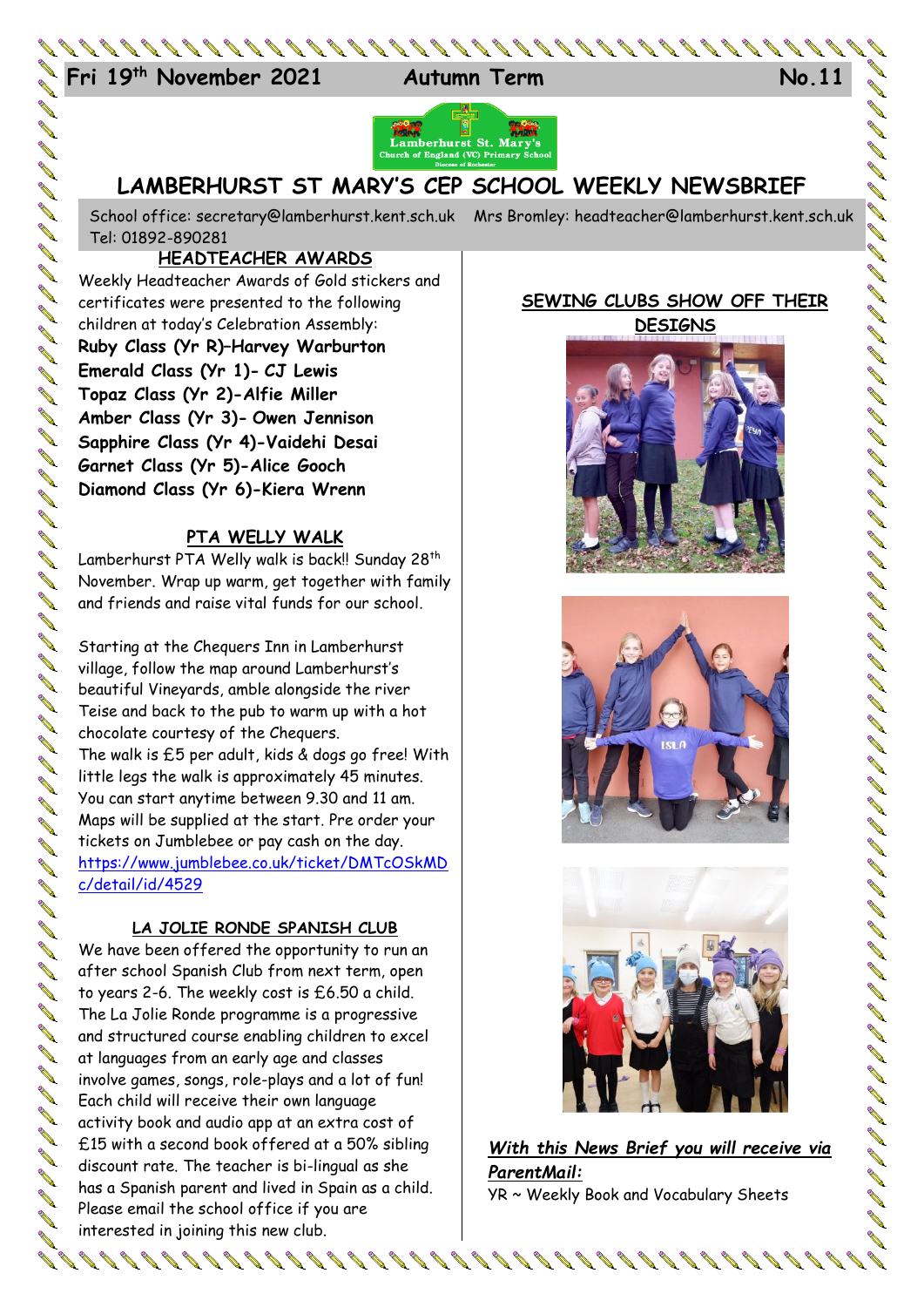Fri 19th November 2021 Autumn Term No.11

# LAMBERHURST ST MARY'S CEP SCHOOL WEEKLY NEWSBRIEF

School office: secretary@lamberhurst.kent.sch.uk Mrs Bromley: headteacher@lamberhurst.kent.sch.uk Tel: 01892-890281

## HEADTEACHER AWARDS

Weekly Headteacher Awards of Gold stickers and certificates were presented to the following children at today's Celebration Assembly:

**Ruby Class (Yr R)–Harvey Warburton**
**Emerald Class (Yr 1)- CJ Lewis**
**Topaz Class (Yr 2)-Alfie Miller**
**Amber Class (Yr 3)- Owen Jennison**
**Sapphire Class (Yr 4)-Vaidehi Desai**
**Garnet Class (Yr 5)-Alice Gooch**
**Diamond Class (Yr 6)-Kiera Wrenn**

## PTA WELLY WALK

Lamberhurst PTA Welly walk is back!! Sunday 28th November. Wrap up warm, get together with family and friends and raise vital funds for our school.

Starting at the Chequers Inn in Lamberhurst village, follow the map around Lamberhurst's beautiful Vineyards, amble alongside the river Teise and back to the pub to warm up with a hot chocolate courtesy of the Chequers.
The walk is £5 per adult, kids & dogs go free! With little legs the walk is approximately 45 minutes. You can start anytime between 9.30 and 11 am. Maps will be supplied at the start. Pre order your tickets on Jumblebee or pay cash on the day.
https://www.jumblebee.co.uk/ticket/DMTcOSkMDc/detail/id/4529

## LA JOLIE RONDE SPANISH CLUB

We have been offered the opportunity to run an after school Spanish Club from next term, open to years 2-6. The weekly cost is £6.50 a child. The La Jolie Ronde programme is a progressive and structured course enabling children to excel at languages from an early age and classes involve games, songs, role-plays and a lot of fun! Each child will receive their own language activity book and audio app at an extra cost of £15 with a second book offered at a 50% sibling discount rate. The teacher is bi-lingual as she has a Spanish parent and lived in Spain as a child. Please email the school office if you are interested in joining this new club.

## SEWING CLUBS SHOW OFF THEIR DESIGNS

***With this News Brief you will receive via ParentMail:***

YR ~ Weekly Book and Vocabulary Sheets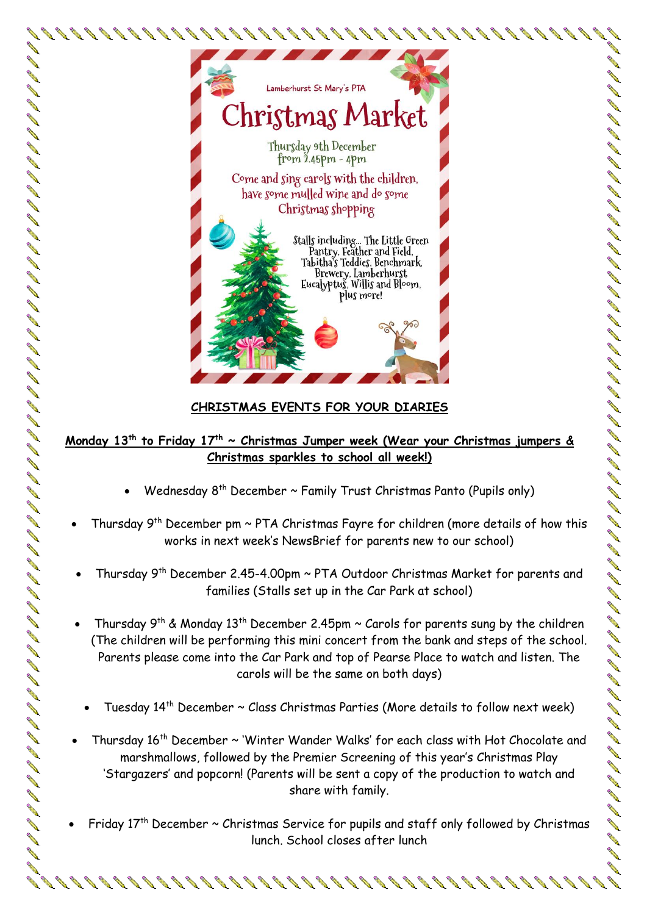Lamberhurst St Mary's PTA

# Christmas Market

Thursday 9th December
from 2.45pm - 4pm

Come and sing carols with the children, have some mulled wine and do some Christmas shopping

Stalls including... The Little Green Pantry, Feather and Field, Tabitha's Teddies, Benchmark Brewery, Lamberhurst Eucalyptus, Willis and Bloom, plus more!

## CHRISTMAS EVENTS FOR YOUR DIARIES

**Monday 13th to Friday 17th ~ Christmas Jumper week (Wear your Christmas jumpers & Christmas sparkles to school all week!)**

- Wednesday 8th December ~ Family Trust Christmas Panto (Pupils only)
- Thursday 9th December pm ~ PTA Christmas Fayre for children (more details of how this works in next week's NewsBrief for parents new to our school)
- Thursday 9th December 2.45-4.00pm ~ PTA Outdoor Christmas Market for parents and families (Stalls set up in the Car Park at school)
- Thursday 9th & Monday 13th December 2.45pm ~ Carols for parents sung by the children (The children will be performing this mini concert from the bank and steps of the school. Parents please come into the Car Park and top of Pearse Place to watch and listen. The carols will be the same on both days)
- Tuesday 14th December ~ Class Christmas Parties (More details to follow next week)
- Thursday 16th December ~ 'Winter Wander Walks' for each class with Hot Chocolate and marshmallows, followed by the Premier Screening of this year's Christmas Play 'Stargazers' and popcorn! (Parents will be sent a copy of the production to watch and share with family.
- Friday 17th December ~ Christmas Service for pupils and staff only followed by Christmas lunch. School closes after lunch